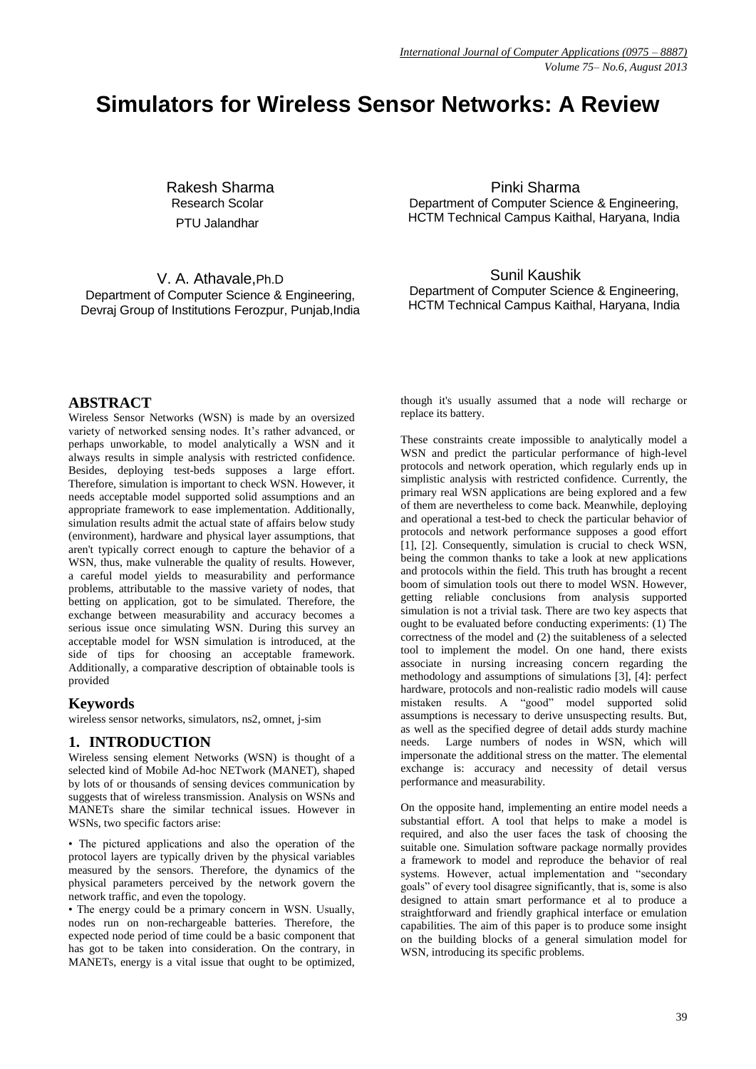# Simulators for Wireless Sensor Networks: A Review

Rakesh Sharma
Research Scolar
PTU Jalandhar

Pinki Sharma
Department of Computer Science & Engineering, HCTM Technical Campus Kaithal, Haryana, India

V. A. Athavale, Ph.D
Department of Computer Science & Engineering, Devraj Group of Institutions Ferozpur, Punjab, India

Sunil Kaushik
Department of Computer Science & Engineering, HCTM Technical Campus Kaithal, Haryana, India

## ABSTRACT

Wireless Sensor Networks (WSN) is made by an oversized variety of networked sensing nodes. It's rather advanced, or perhaps unworkable, to model analytically a WSN and it always results in simple analysis with restricted confidence. Besides, deploying test-beds supposes a large effort. Therefore, simulation is important to check WSN. However, it needs acceptable model supported solid assumptions and an appropriate framework to ease implementation. Additionally, simulation results admit the actual state of affairs below study (environment), hardware and physical layer assumptions, that aren't typically correct enough to capture the behavior of a WSN, thus, make vulnerable the quality of results. However, a careful model yields to measurability and performance problems, attributable to the massive variety of nodes, that betting on application, got to be simulated. Therefore, the exchange between measurability and accuracy becomes a serious issue once simulating WSN. During this survey an acceptable model for WSN simulation is introduced, at the side of tips for choosing an acceptable framework. Additionally, a comparative description of obtainable tools is provided

## Keywords

wireless sensor networks, simulators, ns2, omnet, j-sim

## 1. INTRODUCTION

Wireless sensing element Networks (WSN) is thought of a selected kind of Mobile Ad-hoc NETwork (MANET), shaped by lots of or thousands of sensing devices communication by suggests that of wireless transmission. Analysis on WSNs and MANETs share the similar technical issues. However in WSNs, two specific factors arise:

- The pictured applications and also the operation of the protocol layers are typically driven by the physical variables measured by the sensors. Therefore, the dynamics of the physical parameters perceived by the network govern the network traffic, and even the topology.
- The energy could be a primary concern in WSN. Usually, nodes run on non-rechargeable batteries. Therefore, the expected node period of time could be a basic component that has got to be taken into consideration. On the contrary, in MANETs, energy is a vital issue that ought to be optimized, though it's usually assumed that a node will recharge or replace its battery.

These constraints create impossible to analytically model a WSN and predict the particular performance of high-level protocols and network operation, which regularly ends up in simplistic analysis with restricted confidence. Currently, the primary real WSN applications are being explored and a few of them are nevertheless to come back. Meanwhile, deploying and operational a test-bed to check the particular behavior of protocols and network performance supposes a good effort [1], [2]. Consequently, simulation is crucial to check WSN, being the common thanks to take a look at new applications and protocols within the field. This truth has brought a recent boom of simulation tools out there to model WSN. However, getting reliable conclusions from analysis supported simulation is not a trivial task. There are two key aspects that ought to be evaluated before conducting experiments: (1) The correctness of the model and (2) the suitableness of a selected tool to implement the model. On one hand, there exists associate in nursing increasing concern regarding the methodology and assumptions of simulations [3], [4]: perfect hardware, protocols and non-realistic radio models will cause mistaken results. A "good" model supported solid assumptions is necessary to derive unsuspecting results. But, as well as the specified degree of detail adds sturdy machine needs. Large numbers of nodes in WSN, which will impersonate the additional stress on the matter. The elemental exchange is: accuracy and necessity of detail versus performance and measurability.

On the opposite hand, implementing an entire model needs a substantial effort. A tool that helps to make a model is required, and also the user faces the task of choosing the suitable one. Simulation software package normally provides a framework to model and reproduce the behavior of real systems. However, actual implementation and "secondary goals" of every tool disagree significantly, that is, some is also designed to attain smart performance et al to produce a straightforward and friendly graphical interface or emulation capabilities. The aim of this paper is to produce some insight on the building blocks of a general simulation model for WSN, introducing its specific problems.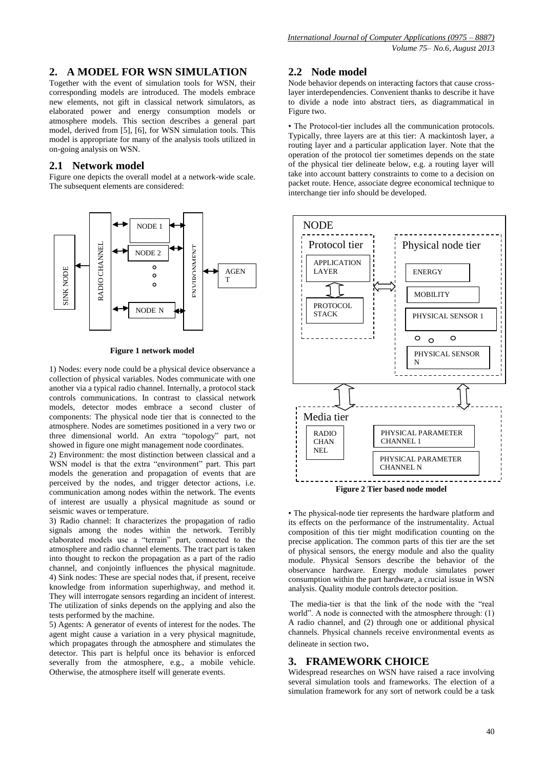## 2. A MODEL FOR WSN SIMULATION

Together with the event of simulation tools for WSN, their corresponding models are introduced. The models embrace new elements, not gift in classical network simulators, as elaborated power and energy consumption models or atmosphere models. This section describes a general part model, derived from [5], [6], for WSN simulation tools. This model is appropriate for many of the analysis tools utilized in on-going analysis on WSN.

### 2.1 Network model

Figure one depicts the overall model at a network-wide scale. The subsequent elements are considered:

**Figure 1 network model**

1) Nodes: every node could be a physical device observance a collection of physical variables. Nodes communicate with one another via a typical radio channel. Internally, a protocol stack controls communications. In contrast to classical network models, detector modes embrace a second cluster of components: The physical node tier that is connected to the atmosphere. Nodes are sometimes positioned in a very two or three dimensional world. An extra "topology" part, not showed in figure one might management node coordinates.

2) Environment: the most distinction between classical and a WSN model is that the extra "environment" part. This part models the generation and propagation of events that are perceived by the nodes, and trigger detector actions, i.e. communication among nodes within the network. The events of interest are usually a physical magnitude as sound or seismic waves or temperature.

3) Radio channel: It characterizes the propagation of radio signals among the nodes within the network. Terribly elaborated models use a "terrain" part, connected to the atmosphere and radio channel elements. The tract part is taken into thought to reckon the propagation as a part of the radio channel, and conjointly influences the physical magnitude.

4) Sink nodes: These are special nodes that, if present, receive knowledge from information superhighway, and method it. They will interrogate sensors regarding an incident of interest. The utilization of sinks depends on the applying and also the tests performed by the machine.

5) Agents: A generator of events of interest for the nodes. The agent might cause a variation in a very physical magnitude, which propagates through the atmosphere and stimulates the detector. This part is helpful once its behavior is enforced severally from the atmosphere, e.g., a mobile vehicle. Otherwise, the atmosphere itself will generate events.

### 2.2 Node model

Node behavior depends on interacting factors that cause cross-layer interdependencies. Convenient thanks to describe it have to divide a node into abstract tiers, as diagrammatical in Figure two.

• The Protocol-tier includes all the communication protocols. Typically, three layers are at this tier: A mackintosh layer, a routing layer and a particular application layer. Note that the operation of the protocol tier sometimes depends on the state of the physical tier delineate below, e.g. a routing layer will take into account battery constraints to come to a decision on packet route. Hence, associate degree economical technique to interchange tier info should be developed.

**Figure 2 Tier based node model**

• The physical-node tier represents the hardware platform and its effects on the performance of the instrumentality. Actual composition of this tier might modification counting on the precise application. The common parts of this tier are the set of physical sensors, the energy module and also the quality module. Physical Sensors describe the behavior of the observance hardware. Energy module simulates power consumption within the part hardware, a crucial issue in WSN analysis. Quality module controls detector position.

The media-tier is that the link of the node with the "real world". A node is connected with the atmosphere through: (1) A radio channel, and (2) through one or additional physical channels. Physical channels receive environmental events as delineate in section two.

## 3. FRAMEWORK CHOICE

Widespread researches on WSN have raised a race involving several simulation tools and frameworks. The election of a simulation framework for any sort of network could be a task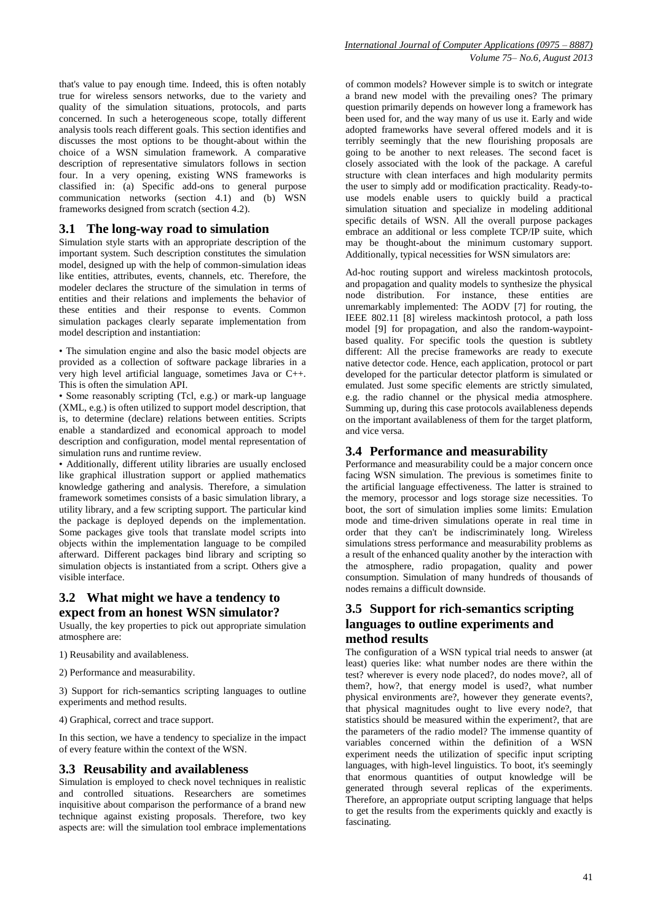that's value to pay enough time. Indeed, this is often notably true for wireless sensors networks, due to the variety and quality of the simulation situations, protocols, and parts concerned. In such a heterogeneous scope, totally different analysis tools reach different goals. This section identifies and discusses the most options to be thought-about within the choice of a WSN simulation framework. A comparative description of representative simulators follows in section four. In a very opening, existing WNS frameworks is classified in: (a) Specific add-ons to general purpose communication networks (section 4.1) and (b) WSN frameworks designed from scratch (section 4.2).

### 3.1 The long-way road to simulation

Simulation style starts with an appropriate description of the important system. Such description constitutes the simulation model, designed up with the help of common-simulation ideas like entities, attributes, events, channels, etc. Therefore, the modeler declares the structure of the simulation in terms of entities and their relations and implements the behavior of these entities and their response to events. Common simulation packages clearly separate implementation from model description and instantiation:

• The simulation engine and also the basic model objects are provided as a collection of software package libraries in a very high level artificial language, sometimes Java or C++. This is often the simulation API.

• Some reasonably scripting (Tcl, e.g.) or mark-up language (XML, e.g.) is often utilized to support model description, that is, to determine (declare) relations between entities. Scripts enable a standardized and economical approach to model description and configuration, model mental representation of simulation runs and runtime review.

• Additionally, different utility libraries are usually enclosed like graphical illustration support or applied mathematics knowledge gathering and analysis. Therefore, a simulation framework sometimes consists of a basic simulation library, a utility library, and a few scripting support. The particular kind the package is deployed depends on the implementation. Some packages give tools that translate model scripts into objects within the implementation language to be compiled afterward. Different packages bind library and scripting so simulation objects is instantiated from a script. Others give a visible interface.

### 3.2 What might we have a tendency to expect from an honest WSN simulator?

Usually, the key properties to pick out appropriate simulation atmosphere are:

1) Reusability and availableness.

2) Performance and measurability.

3) Support for rich-semantics scripting languages to outline experiments and method results.

4) Graphical, correct and trace support.

In this section, we have a tendency to specialize in the impact of every feature within the context of the WSN.

### 3.3 Reusability and availableness

Simulation is employed to check novel techniques in realistic and controlled situations. Researchers are sometimes inquisitive about comparison the performance of a brand new technique against existing proposals. Therefore, two key aspects are: will the simulation tool embrace implementations of common models? However simple is to switch or integrate a brand new model with the prevailing ones? The primary question primarily depends on however long a framework has been used for, and the way many of us use it. Early and wide adopted frameworks have several offered models and it is terribly seemingly that the new flourishing proposals are going to be another to next releases. The second facet is closely associated with the look of the package. A careful structure with clean interfaces and high modularity permits the user to simply add or modification practicality. Ready-to-use models enable users to quickly build a practical simulation situation and specialize in modeling additional specific details of WSN. All the overall purpose packages embrace an additional or less complete TCP/IP suite, which may be thought-about the minimum customary support. Additionally, typical necessities for WSN simulators are:

Ad-hoc routing support and wireless mackintosh protocols, and propagation and quality models to synthesize the physical node distribution. For instance, these entities are unremarkably implemented: The AODV [7] for routing, the IEEE 802.11 [8] wireless mackintosh protocol, a path loss model [9] for propagation, and also the random-waypoint-based quality. For specific tools the question is subtlety different: All the precise frameworks are ready to execute native detector code. Hence, each application, protocol or part developed for the particular detector platform is simulated or emulated. Just some specific elements are strictly simulated, e.g. the radio channel or the physical media atmosphere. Summing up, during this case protocols availableness depends on the important availableness of them for the target platform, and vice versa.

### 3.4 Performance and measurability

Performance and measurability could be a major concern once facing WSN simulation. The previous is sometimes finite to the artificial language effectiveness. The latter is strained to the memory, processor and logs storage size necessities. To boot, the sort of simulation implies some limits: Emulation mode and time-driven simulations operate in real time in order that they can't be indiscriminately long. Wireless simulations stress performance and measurability problems as a result of the enhanced quality another by the interaction with the atmosphere, radio propagation, quality and power consumption. Simulation of many hundreds of thousands of nodes remains a difficult downside.

### 3.5 Support for rich-semantics scripting languages to outline experiments and method results

The configuration of a WSN typical trial needs to answer (at least) queries like: what number nodes are there within the test? wherever is every node placed?, do nodes move?, all of them?, how?, that energy model is used?, what number physical environments are?, however they generate events?, that physical magnitudes ought to live every node?, that statistics should be measured within the experiment?, that are the parameters of the radio model? The immense quantity of variables concerned within the definition of a WSN experiment needs the utilization of specific input scripting languages, with high-level linguistics. To boot, it's seemingly that enormous quantities of output knowledge will be generated through several replicas of the experiments. Therefore, an appropriate output scripting language that helps to get the results from the experiments quickly and exactly is fascinating.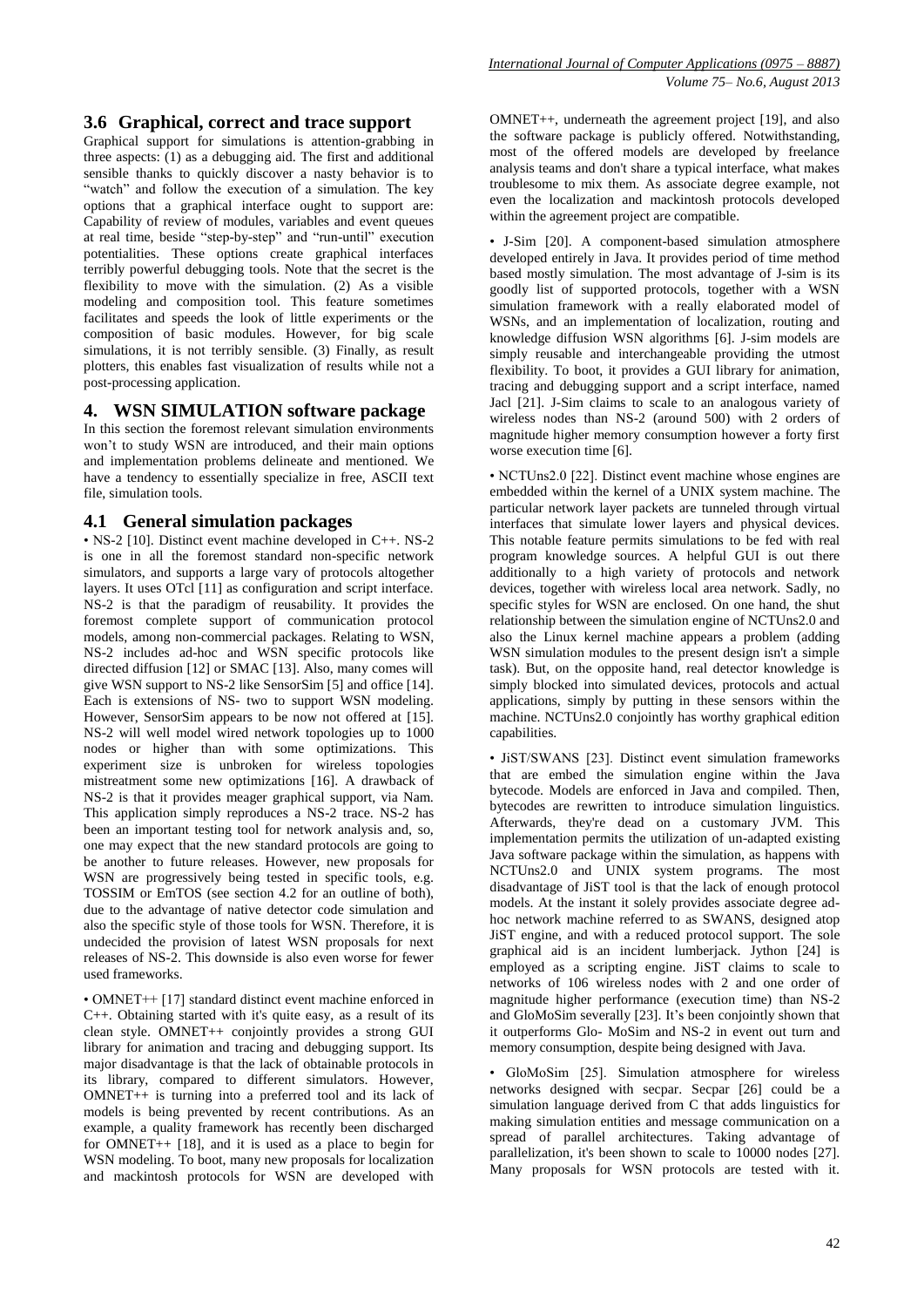### 3.6 Graphical, correct and trace support

Graphical support for simulations is attention-grabbing in three aspects: (1) as a debugging aid. The first and additional sensible thanks to quickly discover a nasty behavior is to "watch" and follow the execution of a simulation. The key options that a graphical interface ought to support are: Capability of review of modules, variables and event queues at real time, beside "step-by-step" and "run-until" execution potentialities. These options create graphical interfaces terribly powerful debugging tools. Note that the secret is the flexibility to move with the simulation. (2) As a visible modeling and composition tool. This feature sometimes facilitates and speeds the look of little experiments or the composition of basic modules. However, for big scale simulations, it is not terribly sensible. (3) Finally, as result plotters, this enables fast visualization of results while not a post-processing application.

## 4. WSN SIMULATION software package

In this section the foremost relevant simulation environments won't to study WSN are introduced, and their main options and implementation problems delineate and mentioned. We have a tendency to essentially specialize in free, ASCII text file, simulation tools.

### 4.1 General simulation packages

• NS-2 [10]. Distinct event machine developed in C++. NS-2 is one in all the foremost standard non-specific network simulators, and supports a large vary of protocols altogether layers. It uses OTcl [11] as configuration and script interface. NS-2 is that the paradigm of reusability. It provides the foremost complete support of communication protocol models, among non-commercial packages. Relating to WSN, NS-2 includes ad-hoc and WSN specific protocols like directed diffusion [12] or SMAC [13]. Also, many comes will give WSN support to NS-2 like SensorSim [5] and office [14]. Each is extensions of NS- two to support WSN modeling. However, SensorSim appears to be now not offered at [15]. NS-2 will well model wired network topologies up to 1000 nodes or higher than with some optimizations. This experiment size is unbroken for wireless topologies mistreatment some new optimizations [16]. A drawback of NS-2 is that it provides meager graphical support, via Nam. This application simply reproduces a NS-2 trace. NS-2 has been an important testing tool for network analysis and, so, one may expect that the new standard protocols are going to be another to future releases. However, new proposals for WSN are progressively being tested in specific tools, e.g. TOSSIM or EmTOS (see section 4.2 for an outline of both), due to the advantage of native detector code simulation and also the specific style of those tools for WSN. Therefore, it is undecided the provision of latest WSN proposals for next releases of NS-2. This downside is also even worse for fewer used frameworks.

• OMNET++ [17] standard distinct event machine enforced in C++. Obtaining started with it's quite easy, as a result of its clean style. OMNET++ conjointly provides a strong GUI library for animation and tracing and debugging support. Its major disadvantage is that the lack of obtainable protocols in its library, compared to different simulators. However, OMNET++ is turning into a preferred tool and its lack of models is being prevented by recent contributions. As an example, a quality framework has recently been discharged for OMNET++ [18], and it is used as a place to begin for WSN modeling. To boot, many new proposals for localization and mackintosh protocols for WSN are developed with OMNET++, underneath the agreement project [19], and also the software package is publicly offered. Notwithstanding, most of the offered models are developed by freelance analysis teams and don't share a typical interface, what makes troublesome to mix them. As associate degree example, not even the localization and mackintosh protocols developed within the agreement project are compatible.

• J-Sim [20]. A component-based simulation atmosphere developed entirely in Java. It provides period of time method based mostly simulation. The most advantage of J-sim is its goodly list of supported protocols, together with a WSN simulation framework with a really elaborated model of WSNs, and an implementation of localization, routing and knowledge diffusion WSN algorithms [6]. J-sim models are simply reusable and interchangeable providing the utmost flexibility. To boot, it provides a GUI library for animation, tracing and debugging support and a script interface, named Jacl [21]. J-Sim claims to scale to an analogous variety of wireless nodes than NS-2 (around 500) with 2 orders of magnitude higher memory consumption however a forty first worse execution time [6].

• NCTUns2.0 [22]. Distinct event machine whose engines are embedded within the kernel of a UNIX system machine. The particular network layer packets are tunneled through virtual interfaces that simulate lower layers and physical devices. This notable feature permits simulations to be fed with real program knowledge sources. A helpful GUI is out there additionally to a high variety of protocols and network devices, together with wireless local area network. Sadly, no specific styles for WSN are enclosed. On one hand, the shut relationship between the simulation engine of NCTUns2.0 and also the Linux kernel machine appears a problem (adding WSN simulation modules to the present design isn't a simple task). But, on the opposite hand, real detector knowledge is simply blocked into simulated devices, protocols and actual applications, simply by putting in these sensors within the machine. NCTUns2.0 conjointly has worthy graphical edition capabilities.

• JiST/SWANS [23]. Distinct event simulation frameworks that are embed the simulation engine within the Java bytecode. Models are enforced in Java and compiled. Then, bytecodes are rewritten to introduce simulation linguistics. Afterwards, they're dead on a customary JVM. This implementation permits the utilization of un-adapted existing Java software package within the simulation, as happens with NCTUns2.0 and UNIX system programs. The most disadvantage of JiST tool is that the lack of enough protocol models. At the instant it solely provides associate degree ad-hoc network machine referred to as SWANS, designed atop JiST engine, and with a reduced protocol support. The sole graphical aid is an incident lumberjack. Jython [24] is employed as a scripting engine. JiST claims to scale to networks of 106 wireless nodes with 2 and one order of magnitude higher performance (execution time) than NS-2 and GloMoSim severally [23]. It's been conjointly shown that it outperforms Glo- MoSim and NS-2 in event out turn and memory consumption, despite being designed with Java.

• GloMoSim [25]. Simulation atmosphere for wireless networks designed with secpar. Secpar [26] could be a simulation language derived from C that adds linguistics for making simulation entities and message communication on a spread of parallel architectures. Taking advantage of parallelization, it's been shown to scale to 10000 nodes [27]. Many proposals for WSN protocols are tested with it.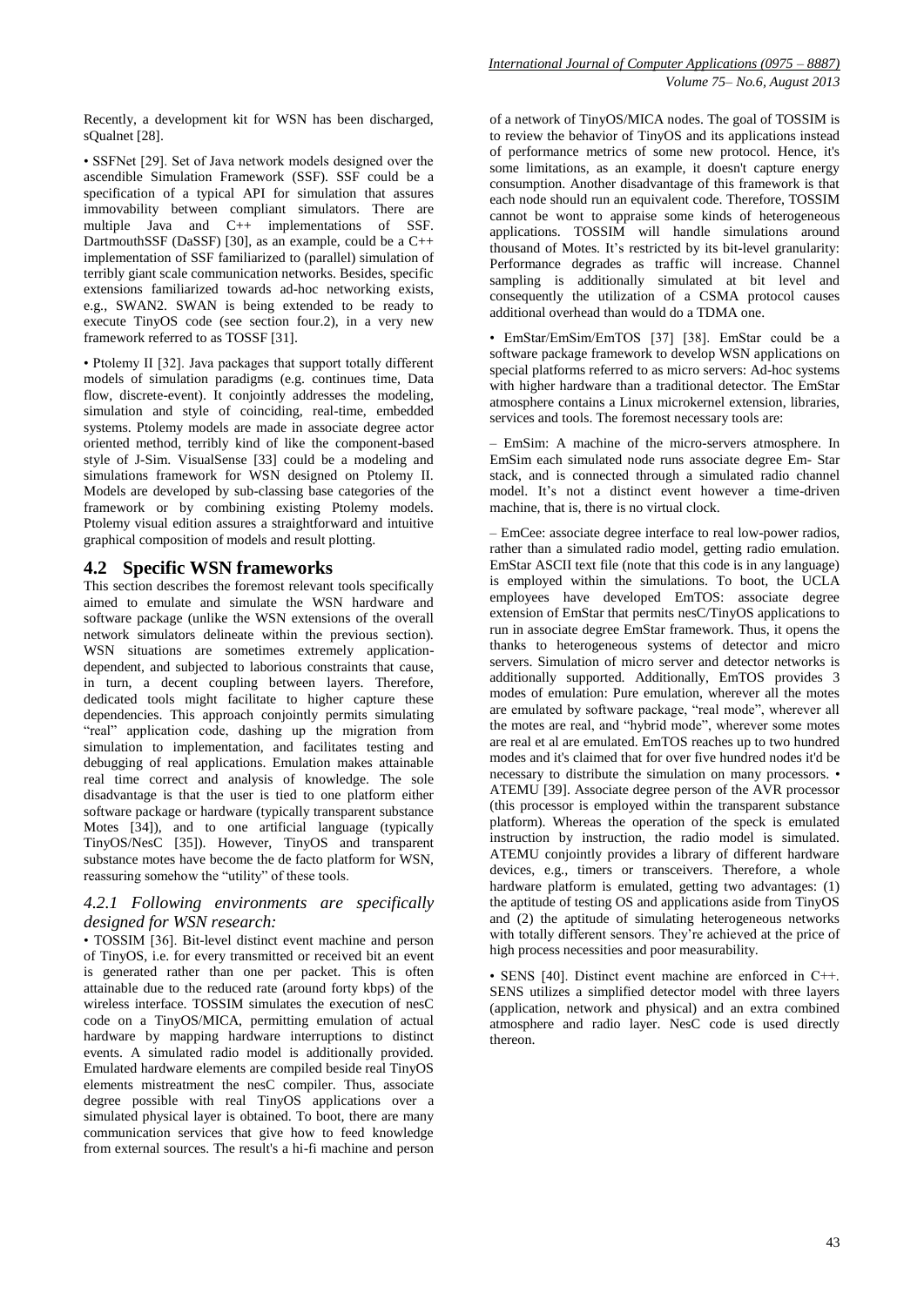Recently, a development kit for WSN has been discharged, sQualnet [28].

• SSFNet [29]. Set of Java network models designed over the ascendible Simulation Framework (SSF). SSF could be a specification of a typical API for simulation that assures immovability between compliant simulators. There are multiple Java and C++ implementations of SSF. DartmouthSSF (DaSSF) [30], as an example, could be a C++ implementation of SSF familiarized to (parallel) simulation of terribly giant scale communication networks. Besides, specific extensions familiarized towards ad-hoc networking exists, e.g., SWAN2. SWAN is being extended to be ready to execute TinyOS code (see section four.2), in a very new framework referred to as TOSSF [31].

• Ptolemy II [32]. Java packages that support totally different models of simulation paradigms (e.g. continues time, Data flow, discrete-event). It conjointly addresses the modeling, simulation and style of coinciding, real-time, embedded systems. Ptolemy models are made in associate degree actor oriented method, terribly kind of like the component-based style of J-Sim. VisualSense [33] could be a modeling and simulations framework for WSN designed on Ptolemy II. Models are developed by sub-classing base categories of the framework or by combining existing Ptolemy models. Ptolemy visual edition assures a straightforward and intuitive graphical composition of models and result plotting.

## 4.2 Specific WSN frameworks

This section describes the foremost relevant tools specifically aimed to emulate and simulate the WSN hardware and software package (unlike the WSN extensions of the overall network simulators delineate within the previous section). WSN situations are sometimes extremely application-dependent, and subjected to laborious constraints that cause, in turn, a decent coupling between layers. Therefore, dedicated tools might facilitate to higher capture these dependencies. This approach conjointly permits simulating "real" application code, dashing up the migration from simulation to implementation, and facilitates testing and debugging of real applications. Emulation makes attainable real time correct and analysis of knowledge. The sole disadvantage is that the user is tied to one platform either software package or hardware (typically transparent substance Motes [34]), and to one artificial language (typically TinyOS/NesC [35]). However, TinyOS and transparent substance motes have become the de facto platform for WSN, reassuring somehow the "utility" of these tools.

### *4.2.1 Following environments are specifically designed for WSN research:*

• TOSSIM [36]. Bit-level distinct event machine and person of TinyOS, i.e. for every transmitted or received bit an event is generated rather than one per packet. This is often attainable due to the reduced rate (around forty kbps) of the wireless interface. TOSSIM simulates the execution of nesC code on a TinyOS/MICA, permitting emulation of actual hardware by mapping hardware interruptions to distinct events. A simulated radio model is additionally provided. Emulated hardware elements are compiled beside real TinyOS elements mistreatment the nesC compiler. Thus, associate degree possible with real TinyOS applications over a simulated physical layer is obtained. To boot, there are many communication services that give how to feed knowledge from external sources. The result's a hi-fi machine and person of a network of TinyOS/MICA nodes. The goal of TOSSIM is to review the behavior of TinyOS and its applications instead of performance metrics of some new protocol. Hence, it's some limitations, as an example, it doesn't capture energy consumption. Another disadvantage of this framework is that each node should run an equivalent code. Therefore, TOSSIM cannot be wont to appraise some kinds of heterogeneous applications. TOSSIM will handle simulations around thousand of Motes. It's restricted by its bit-level granularity: Performance degrades as traffic will increase. Channel sampling is additionally simulated at bit level and consequently the utilization of a CSMA protocol causes additional overhead than would do a TDMA one.

• EmStar/EmSim/EmTOS [37] [38]. EmStar could be a software package framework to develop WSN applications on special platforms referred to as micro servers: Ad-hoc systems with higher hardware than a traditional detector. The EmStar atmosphere contains a Linux microkernel extension, libraries, services and tools. The foremost necessary tools are:

– EmSim: A machine of the micro-servers atmosphere. In EmSim each simulated node runs associate degree Em- Star stack, and is connected through a simulated radio channel model. It's not a distinct event however a time-driven machine, that is, there is no virtual clock.

– EmCee: associate degree interface to real low-power radios, rather than a simulated radio model, getting radio emulation. EmStar ASCII text file (note that this code is in any language) is employed within the simulations. To boot, the UCLA employees have developed EmTOS: associate degree extension of EmStar that permits nesC/TinyOS applications to run in associate degree EmStar framework. Thus, it opens the thanks to heterogeneous systems of detector and micro servers. Simulation of micro server and detector networks is additionally supported. Additionally, EmTOS provides 3 modes of emulation: Pure emulation, wherever all the motes are emulated by software package, "real mode", wherever all the motes are real, and "hybrid mode", wherever some motes are real et al are emulated. EmTOS reaches up to two hundred modes and it's claimed that for over five hundred nodes it'd be necessary to distribute the simulation on many processors.

• ATEMU [39]. Associate degree person of the AVR processor (this processor is employed within the transparent substance platform). Whereas the operation of the speck is emulated instruction by instruction, the radio model is simulated. ATEMU conjointly provides a library of different hardware devices, e.g., timers or transceivers. Therefore, a whole hardware platform is emulated, getting two advantages: (1) the aptitude of testing OS and applications aside from TinyOS and (2) the aptitude of simulating heterogeneous networks with totally different sensors. They're achieved at the price of high process necessities and poor measurability.

• SENS [40]. Distinct event machine are enforced in C++. SENS utilizes a simplified detector model with three layers (application, network and physical) and an extra combined atmosphere and radio layer. NesC code is used directly thereon.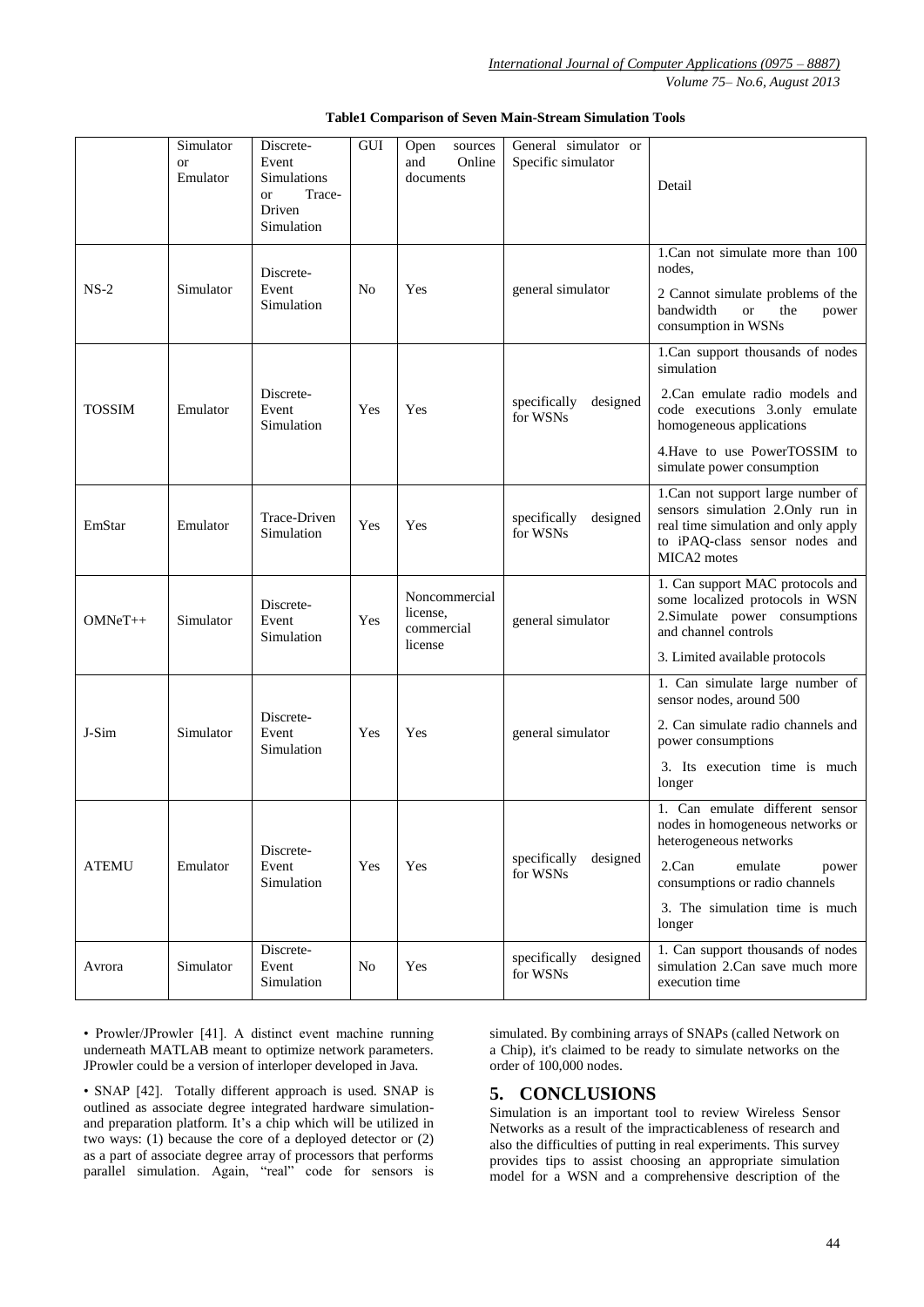**Table1 Comparison of Seven Main-Stream Simulation Tools**

| | Simulator or Emulator | Discrete-Event Simulations or Trace-Driven Simulation | GUI | Open sources and Online documents | General simulator or Specific simulator | Detail |
|---|---|---|---|---|---|---|
| NS-2 | Simulator | Discrete-Event Simulation | No | Yes | general simulator | 1.Can not simulate more than 100 nodes, 2 Cannot simulate problems of the bandwidth or the power consumption in WSNs |
| TOSSIM | Emulator | Discrete-Event Simulation | Yes | Yes | specifically designed for WSNs | 1.Can support thousands of nodes simulation 2.Can emulate radio models and code executions 3.only emulate homogeneous applications 4.Have to use PowerTOSSIM to simulate power consumption |
| EmStar | Emulator | Trace-Driven Simulation | Yes | Yes | specifically designed for WSNs | 1.Can not support large number of sensors simulation 2.Only run in real time simulation and only apply to iPAQ-class sensor nodes and MICA2 motes |
| OMNeT++ | Simulator | Discrete-Event Simulation | Yes | Noncommercial license, commercial license | general simulator | 1. Can support MAC protocols and some localized protocols in WSN 2.Simulate power consumptions and channel controls 3. Limited available protocols |
| J-Sim | Simulator | Discrete-Event Simulation | Yes | Yes | general simulator | 1. Can simulate large number of sensor nodes, around 500 2. Can simulate radio channels and power consumptions 3. Its execution time is much longer |
| ATEMU | Emulator | Discrete-Event Simulation | Yes | Yes | specifically designed for WSNs | 1. Can emulate different sensor nodes in homogeneous networks or heterogeneous networks 2.Can emulate power consumptions or radio channels 3. The simulation time is much longer |
| Avrora | Simulator | Discrete-Event Simulation | No | Yes | specifically designed for WSNs | 1. Can support thousands of nodes simulation 2.Can save much more execution time |

• Prowler/JProwler [41]. A distinct event machine running underneath MATLAB meant to optimize network parameters. JProwler could be a version of interloper developed in Java.

• SNAP [42]. Totally different approach is used. SNAP is outlined as associate degree integrated hardware simulation-and preparation platform. It's a chip which will be utilized in two ways: (1) because the core of a deployed detector or (2) as a part of associate degree array of processors that performs parallel simulation. Again, "real" code for sensors is simulated. By combining arrays of SNAPs (called Network on a Chip), it's claimed to be ready to simulate networks on the order of 100,000 nodes.

## 5. CONCLUSIONS

Simulation is an important tool to review Wireless Sensor Networks as a result of the impracticableness of research and also the difficulties of putting in real experiments. This survey provides tips to assist choosing an appropriate simulation model for a WSN and a comprehensive description of the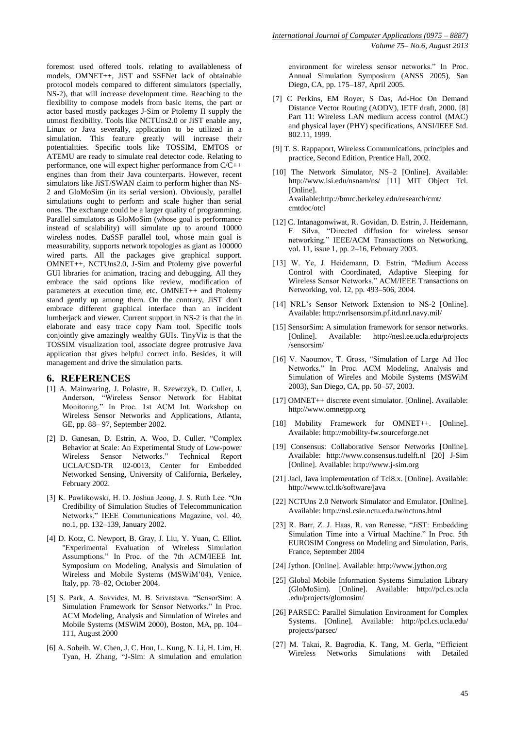foremost used offered tools. relating to availableness of models, OMNET++, JiST and SSFNet lack of obtainable protocol models compared to different simulators (specially, NS-2), that will increase development time. Reaching to the flexibility to compose models from basic items, the part or actor based mostly packages J-Sim or Ptolemy II supply the utmost flexibility. Tools like NCTUns2.0 or JiST enable any, Linux or Java severally, application to be utilized in a simulation. This feature greatly will increase their potentialities. Specific tools like TOSSIM, EMTOS or ATEMU are ready to simulate real detector code. Relating to performance, one will expect higher performance from C/C++ engines than from their Java counterparts. However, recent simulators like JiST/SWAN claim to perform higher than NS-2 and GloMoSim (in its serial version). Obviously, parallel simulations ought to perform and scale higher than serial ones. The exchange could be a larger quality of programming. Parallel simulators as GloMoSim (whose goal is performance instead of scalability) will simulate up to around 10000 wireless nodes. DaSSF parallel tool, whose main goal is measurability, supports network topologies as giant as 100000 wired parts. All the packages give graphical support. OMNET++, NCTUns2.0, J-Sim and Ptolemy give powerful GUI libraries for animation, tracing and debugging. All they embrace the said options like review, modification of parameters at execution time, etc. OMNET++ and Ptolemy stand gently up among them. On the contrary, JiST don't embrace different graphical interface than an incident lumberjack and viewer. Current support in NS-2 is that the in elaborate and easy trace copy Nam tool. Specific tools conjointly give amazingly wealthy GUIs. TinyViz is that the TOSSIM visualization tool, associate degree protrusive Java application that gives helpful correct info. Besides, it will management and drive the simulation parts.

## 6. REFERENCES

[1] A. Mainwaring, J. Polastre, R. Szewczyk, D. Culler, J. Anderson, "Wireless Sensor Network for Habitat Monitoring." In Proc. 1st ACM Int. Workshop on Wireless Sensor Networks and Applications, Atlanta, GE, pp. 88– 97, September 2002.

[2] D. Ganesan, D. Estrin, A. Woo, D. Culler, "Complex Behavior at Scale: An Experimental Study of Low-power Wireless Sensor Networks." Technical Report UCLA/CSD-TR 02-0013, Center for Embedded Networked Sensing, University of California, Berkeley, February 2002.

[3] K. Pawlikowski, H. D. Joshua Jeong, J. S. Ruth Lee. "On Credibility of Simulation Studies of Telecommunication Networks." IEEE Communications Magazine, vol. 40, no.1, pp. 132–139, January 2002.

[4] D. Kotz, C. Newport, B. Gray, J. Liu, Y. Yuan, C. Elliot. "Experimental Evaluation of Wireless Simulation Assumptions." In Proc. of the 7th ACM/IEEE Int. Symposium on Modeling, Analysis and Simulation of Wireless and Mobile Systems (MSWiM'04), Venice, Italy, pp. 78–82, October 2004.

[5] S. Park, A. Savvides, M. B. Srivastava. "SensorSim: A Simulation Framework for Sensor Networks." In Proc. ACM Modeling, Analysis and Simulation of Wireles and Mobile Systems (MSWiM 2000), Boston, MA, pp. 104–111, August 2000

[6] A. Sobeih, W. Chen, J. C. Hou, L. Kung, N. Li, H. Lim, H. Tyan, H. Zhang, "J-Sim: A simulation and emulation environment for wireless sensor networks." In Proc. Annual Simulation Symposium (ANSS 2005), San Diego, CA, pp. 175–187, April 2005.

[7] C Perkins, EM Royer, S Das, Ad-Hoc On Demand Distance Vector Routing (AODV), IETF draft, 2000. [8] Part 11: Wireless LAN medium access control (MAC) and physical layer (PHY) specifications, ANSI/IEEE Std. 802.11, 1999.

[9] T. S. Rappaport, Wireless Communications, principles and practice, Second Edition, Prentice Hall, 2002.

[10] The Network Simulator, NS–2 [Online]. Available: http://www.isi.edu/nsnam/ns/ [11] MIT Object Tcl. [Online]. Available:http://bmrc.berkeley.edu/research/cmt/cmtdoc/otcl

[12] C. Intanagonwiwat, R. Govidan, D. Estrin, J. Heidemann, F. Silva, "Directed diffusion for wireless sensor networking." IEEE/ACM Transactions on Networking, vol. 11, issue 1, pp. 2–16, February 2003.

[13] W. Ye, J. Heidemann, D. Estrin, "Medium Access Control with Coordinated, Adaptive Sleeping for Wireless Sensor Networks." ACM/IEEE Transactions on Networking, vol. 12, pp. 493–506, 2004.

[14] NRL's Sensor Network Extension to NS-2 [Online]. Available: http://nrlsensorsim.pf.itd.nrl.navy.mil/

[15] SensorSim: A simulation framework for sensor networks. [Online]. Available: http://nesl.ee.ucla.edu/projects/sensorsim/

[16] V. Naoumov, T. Gross, "Simulation of Large Ad Hoc Networks." In Proc. ACM Modeling, Analysis and Simulation of Wireles and Mobile Systems (MSWiM 2003), San Diego, CA, pp. 50–57, 2003.

[17] OMNET++ discrete event simulator. [Online]. Available: http://www.omnetpp.org

[18] Mobility Framework for OMNET++. [Online]. Available: http://mobility-fw.sourceforge.net

[19] Consensus: Collaborative Sensor Networks [Online]. Available: http://www.consensus.tudelft.nl [20] J-Sim [Online]. Available: http://www.j-sim.org

[21] Jacl, Java implementation of Tcl8.x. [Online]. Available: http://www.tcl.tk/software/java

[22] NCTUns 2.0 Network Simulator and Emulator. [Online]. Available: http://nsl.csie.nctu.edu.tw/nctuns.html

[23] R. Barr, Z. J. Haas, R. van Renesse, "JiST: Embedding Simulation Time into a Virtual Machine." In Proc. 5th EUROSIM Congress on Modeling and Simulation, Paris, France, September 2004

[24] Jython. [Online]. Available: http://www.jython.org

[25] Global Mobile Information Systems Simulation Library (GloMoSim). [Online]. Available: http://pcl.cs.ucla.edu/projects/glomosim/

[26] PARSEC: Parallel Simulation Environment for Complex Systems. [Online]. Available: http://pcl.cs.ucla.edu/projects/parsec/

[27] M. Takai, R. Bagrodia, K. Tang, M. Gerla, "Efficient Wireless Networks Simulations with Detailed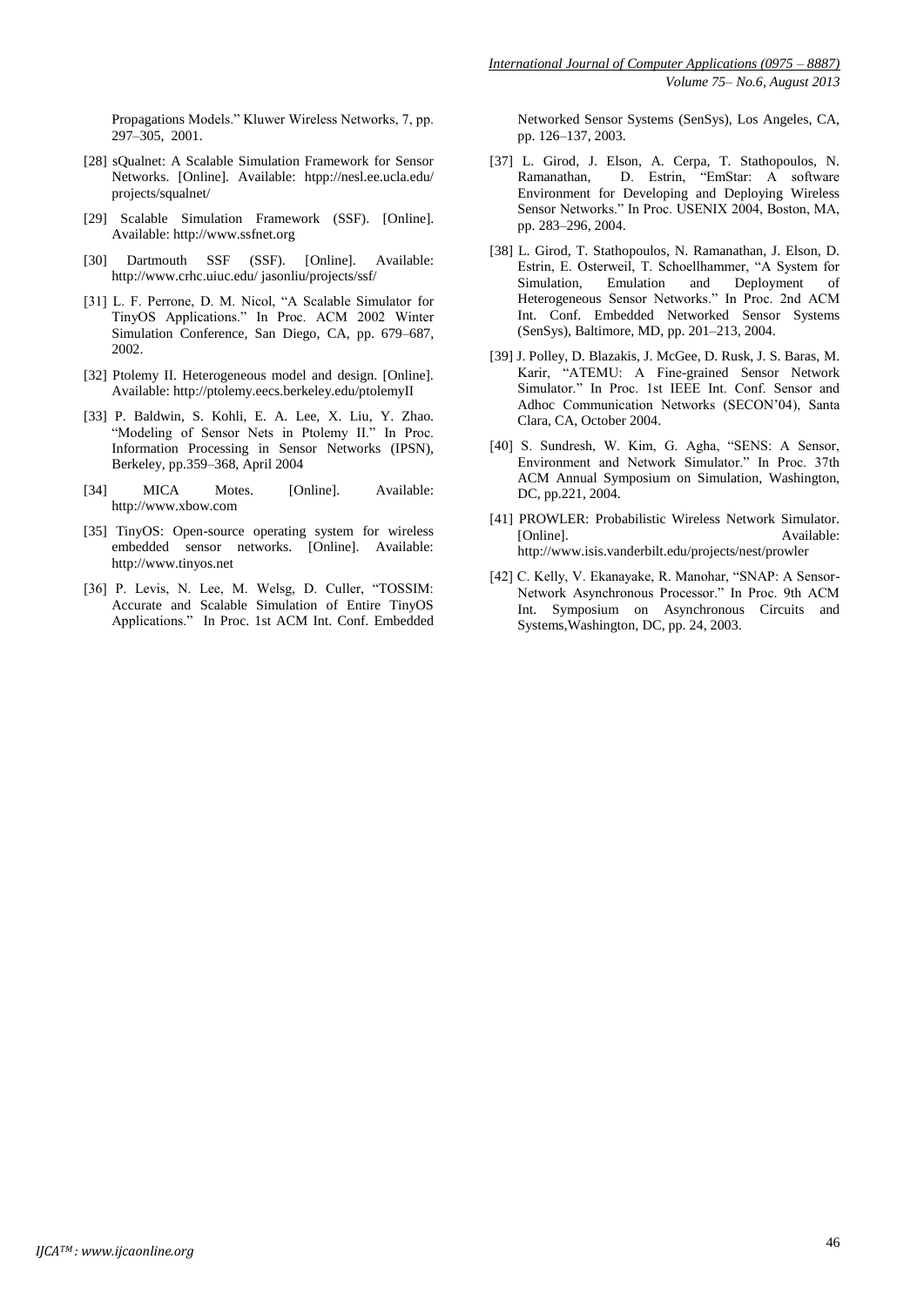Propagations Models." Kluwer Wireless Networks, 7, pp. 297–305, 2001.

[28] sQualnet: A Scalable Simulation Framework for Sensor Networks. [Online]. Available: htpp://nesl.ee.ucla.edu/ projects/squalnet/

[29] Scalable Simulation Framework (SSF). [Online]. Available: http://www.ssfnet.org

[30] Dartmouth SSF (SSF). [Online]. Available: http://www.crhc.uiuc.edu/ jasonliu/projects/ssf/

[31] L. F. Perrone, D. M. Nicol, "A Scalable Simulator for TinyOS Applications." In Proc. ACM 2002 Winter Simulation Conference, San Diego, CA, pp. 679–687, 2002.

[32] Ptolemy II. Heterogeneous model and design. [Online]. Available: http://ptolemy.eecs.berkeley.edu/ptolemyII

[33] P. Baldwin, S. Kohli, E. A. Lee, X. Liu, Y. Zhao. "Modeling of Sensor Nets in Ptolemy II." In Proc. Information Processing in Sensor Networks (IPSN), Berkeley, pp.359–368, April 2004

[34] MICA Motes. [Online]. Available: http://www.xbow.com

[35] TinyOS: Open-source operating system for wireless embedded sensor networks. [Online]. Available: http://www.tinyos.net

[36] P. Levis, N. Lee, M. Welsg, D. Culler, "TOSSIM: Accurate and Scalable Simulation of Entire TinyOS Applications." In Proc. 1st ACM Int. Conf. Embedded Networked Sensor Systems (SenSys), Los Angeles, CA, pp. 126–137, 2003.

[37] L. Girod, J. Elson, A. Cerpa, T. Stathopoulos, N. Ramanathan, D. Estrin, "EmStar: A software Environment for Developing and Deploying Wireless Sensor Networks." In Proc. USENIX 2004, Boston, MA, pp. 283–296, 2004.

[38] L. Girod, T. Stathopoulos, N. Ramanathan, J. Elson, D. Estrin, E. Osterweil, T. Schoellhammer, "A System for Simulation, Emulation and Deployment of Heterogeneous Sensor Networks." In Proc. 2nd ACM Int. Conf. Embedded Networked Sensor Systems (SenSys), Baltimore, MD, pp. 201–213, 2004.

[39] J. Polley, D. Blazakis, J. McGee, D. Rusk, J. S. Baras, M. Karir, "ATEMU: A Fine-grained Sensor Network Simulator." In Proc. 1st IEEE Int. Conf. Sensor and Adhoc Communication Networks (SECON'04), Santa Clara, CA, October 2004.

[40] S. Sundresh, W. Kim, G. Agha, "SENS: A Sensor, Environment and Network Simulator." In Proc. 37th ACM Annual Symposium on Simulation, Washington, DC, pp.221, 2004.

[41] PROWLER: Probabilistic Wireless Network Simulator. [Online]. Available: http://www.isis.vanderbilt.edu/projects/nest/prowler

[42] C. Kelly, V. Ekanayake, R. Manohar, "SNAP: A Sensor-Network Asynchronous Processor." In Proc. 9th ACM Int. Symposium on Asynchronous Circuits and Systems,Washington, DC, pp. 24, 2003.